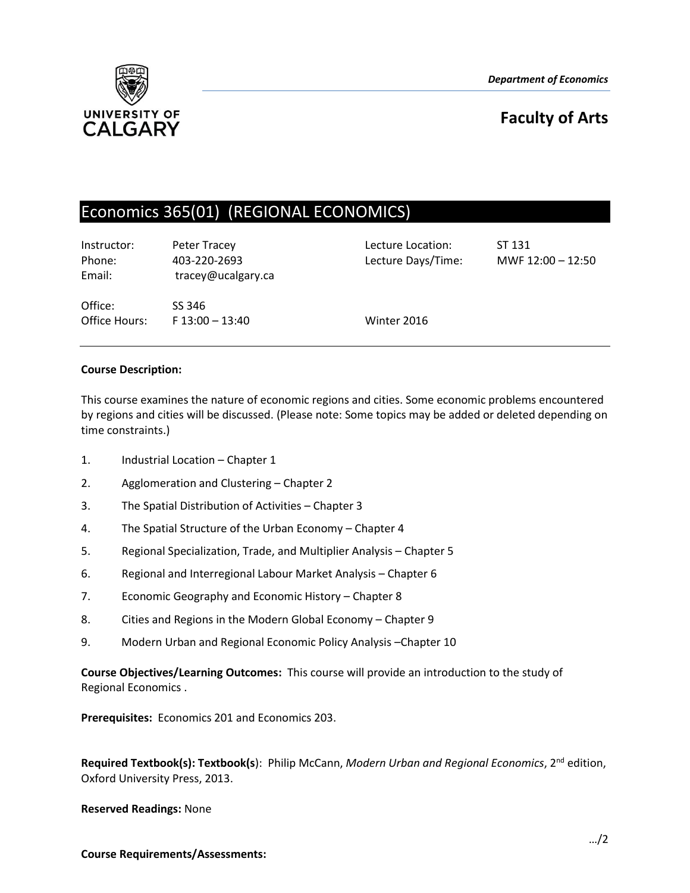Department of Economics

UNIVERSITY OF CALGARY

# Faculty of Arts

## Economics 365(01) (REGIONAL ECONOMICS)

| | | | |
|---|---|---|---|
| Instructor: | Peter Tracey | Lecture Location: | ST 131 |
| Phone: | 403-220-2693 | Lecture Days/Time: | MWF 12:00 – 12:50 |
| Email: | tracey@ucalgary.ca | | |
| Office: | SS 346 | | |
| Office Hours: | F 13:00 – 13:40 | Winter 2016 | |

**Course Description:**

This course examines the nature of economic regions and cities. Some economic problems encountered by regions and cities will be discussed. (Please note: Some topics may be added or deleted depending on time constraints.)

1. Industrial Location – Chapter 1
2. Agglomeration and Clustering – Chapter 2
3. The Spatial Distribution of Activities – Chapter 3
4. The Spatial Structure of the Urban Economy – Chapter 4
5. Regional Specialization, Trade, and Multiplier Analysis – Chapter 5
6. Regional and Interregional Labour Market Analysis – Chapter 6
7. Economic Geography and Economic History – Chapter 8
8. Cities and Regions in the Modern Global Economy – Chapter 9
9. Modern Urban and Regional Economic Policy Analysis –Chapter 10

**Course Objectives/Learning Outcomes:** This course will provide an introduction to the study of Regional Economics .

**Prerequisites:** Economics 201 and Economics 203.

**Required Textbook(s): Textbook(s**): Philip McCann, *Modern Urban and Regional Economics*, 2nd edition, Oxford University Press, 2013.

**Reserved Readings:** None

…/2

**Course Requirements/Assessments:**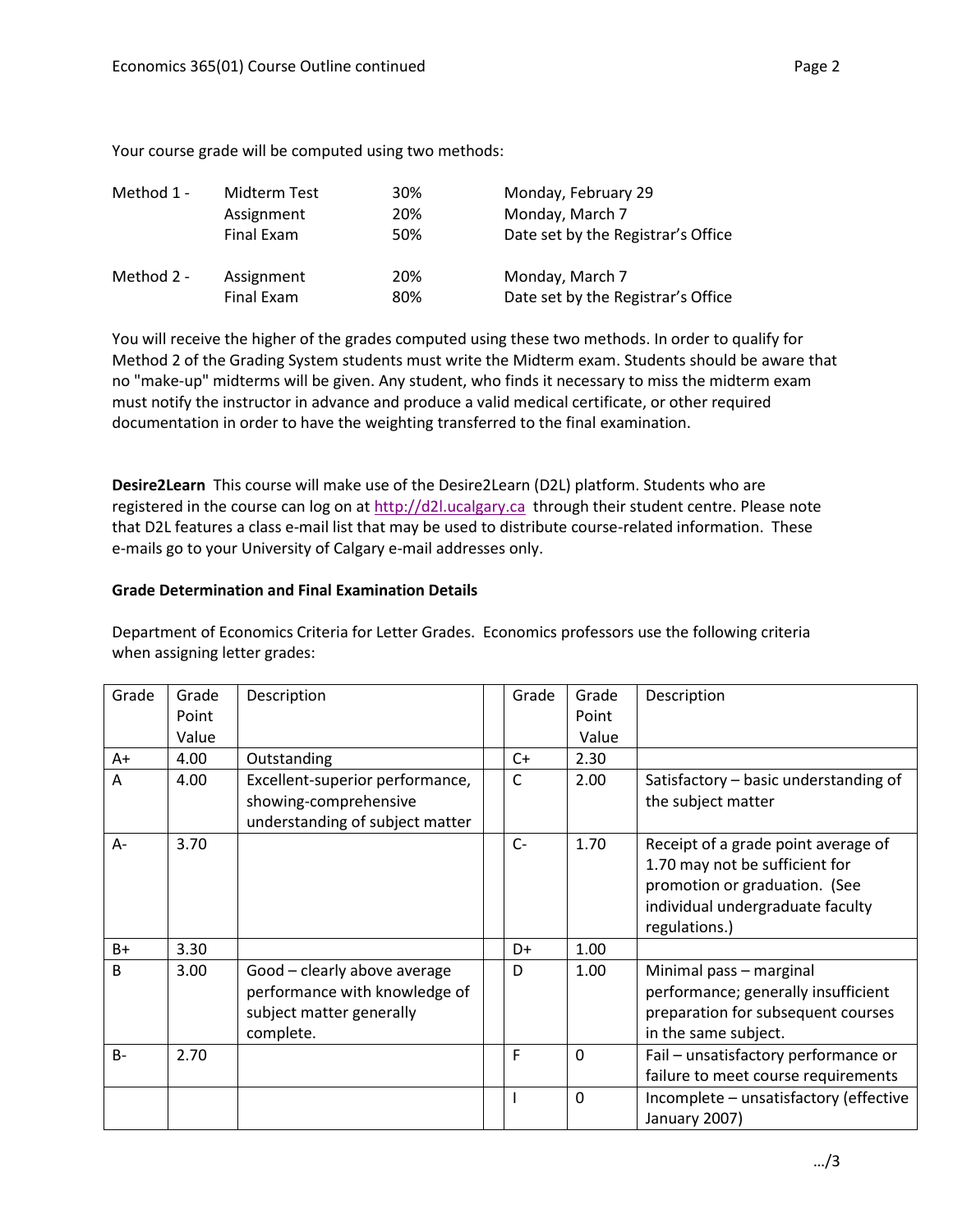Your course grade will be computed using two methods:

| | | | |
|---|---|---|---|
| Method 1 - | Midterm Test | 30% | Monday, February 29 |
| | Assignment | 20% | Monday, March 7 |
| | Final Exam | 50% | Date set by the Registrar's Office |
| Method 2 - | Assignment | 20% | Monday, March 7 |
| | Final Exam | 80% | Date set by the Registrar's Office |

You will receive the higher of the grades computed using these two methods. In order to qualify for Method 2 of the Grading System students must write the Midterm exam. Students should be aware that no "make-up" midterms will be given. Any student, who finds it necessary to miss the midterm exam must notify the instructor in advance and produce a valid medical certificate, or other required documentation in order to have the weighting transferred to the final examination.

**Desire2Learn** This course will make use of the Desire2Learn (D2L) platform. Students who are registered in the course can log on at http://d2l.ucalgary.ca through their student centre. Please note that D2L features a class e-mail list that may be used to distribute course-related information. These e-mails go to your University of Calgary e-mail addresses only.

**Grade Determination and Final Examination Details**

Department of Economics Criteria for Letter Grades. Economics professors use the following criteria when assigning letter grades:

| Grade | Grade Point Value | Description | | Grade | Grade Point Value | Description |
|---|---|---|---|---|---|---|
| A+ | 4.00 | Outstanding | | C+ | 2.30 | |
| A | 4.00 | Excellent-superior performance, showing-comprehensive understanding of subject matter | | C | 2.00 | Satisfactory – basic understanding of the subject matter |
| A- | 3.70 | | | C- | 1.70 | Receipt of a grade point average of 1.70 may not be sufficient for promotion or graduation. (See individual undergraduate faculty regulations.) |
| B+ | 3.30 | | | D+ | 1.00 | |
| B | 3.00 | Good – clearly above average performance with knowledge of subject matter generally complete. | | D | 1.00 | Minimal pass – marginal performance; generally insufficient preparation for subsequent courses in the same subject. |
| B- | 2.70 | | | F | 0 | Fail – unsatisfactory performance or failure to meet course requirements |
| | | | | I | 0 | Incomplete – unsatisfactory (effective January 2007) |

…/3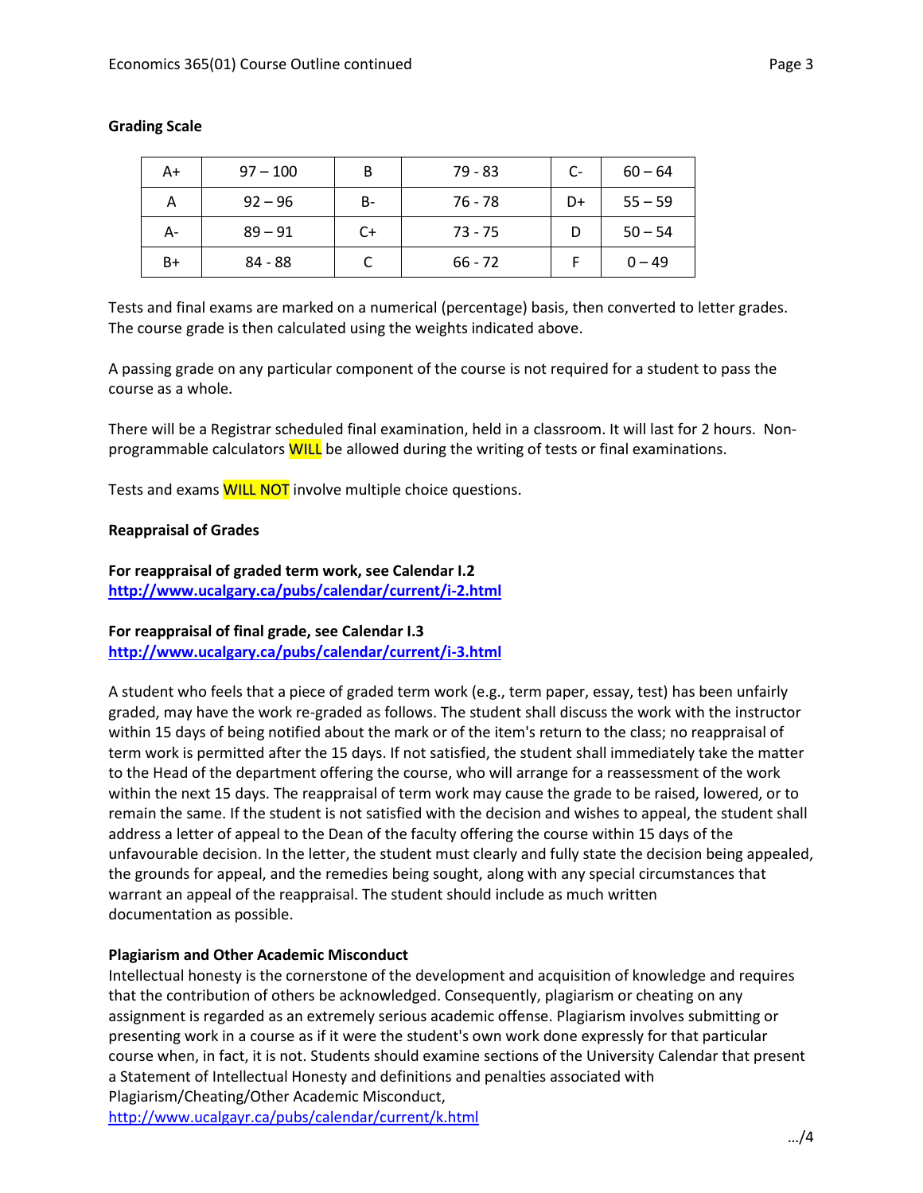**Grading Scale**

| A+ | 97 – 100 | B | 79 - 83 | C- | 60 – 64 |
|---|---|---|---|---|---|
| A | 92 – 96 | B- | 76 - 78 | D+ | 55 – 59 |
| A- | 89 – 91 | C+ | 73 - 75 | D | 50 – 54 |
| B+ | 84 - 88 | C | 66 - 72 | F | 0 – 49 |

Tests and final exams are marked on a numerical (percentage) basis, then converted to letter grades. The course grade is then calculated using the weights indicated above.

A passing grade on any particular component of the course is not required for a student to pass the course as a whole.

There will be a Registrar scheduled final examination, held in a classroom. It will last for 2 hours. Non-programmable calculators WILL be allowed during the writing of tests or final examinations.

Tests and exams WILL NOT involve multiple choice questions.

**Reappraisal of Grades**

**For reappraisal of graded term work, see Calendar I.2**
**http://www.ucalgary.ca/pubs/calendar/current/i-2.html**

**For reappraisal of final grade, see Calendar I.3**
**http://www.ucalgary.ca/pubs/calendar/current/i-3.html**

A student who feels that a piece of graded term work (e.g., term paper, essay, test) has been unfairly graded, may have the work re-graded as follows. The student shall discuss the work with the instructor within 15 days of being notified about the mark or of the item's return to the class; no reappraisal of term work is permitted after the 15 days. If not satisfied, the student shall immediately take the matter to the Head of the department offering the course, who will arrange for a reassessment of the work within the next 15 days. The reappraisal of term work may cause the grade to be raised, lowered, or to remain the same. If the student is not satisfied with the decision and wishes to appeal, the student shall address a letter of appeal to the Dean of the faculty offering the course within 15 days of the unfavourable decision. In the letter, the student must clearly and fully state the decision being appealed, the grounds for appeal, and the remedies being sought, along with any special circumstances that warrant an appeal of the reappraisal. The student should include as much written documentation as possible.

**Plagiarism and Other Academic Misconduct**

Intellectual honesty is the cornerstone of the development and acquisition of knowledge and requires that the contribution of others be acknowledged. Consequently, plagiarism or cheating on any assignment is regarded as an extremely serious academic offense. Plagiarism involves submitting or presenting work in a course as if it were the student's own work done expressly for that particular course when, in fact, it is not. Students should examine sections of the University Calendar that present a Statement of Intellectual Honesty and definitions and penalties associated with Plagiarism/Cheating/Other Academic Misconduct,
http://www.ucalgayr.ca/pubs/calendar/current/k.html

…/4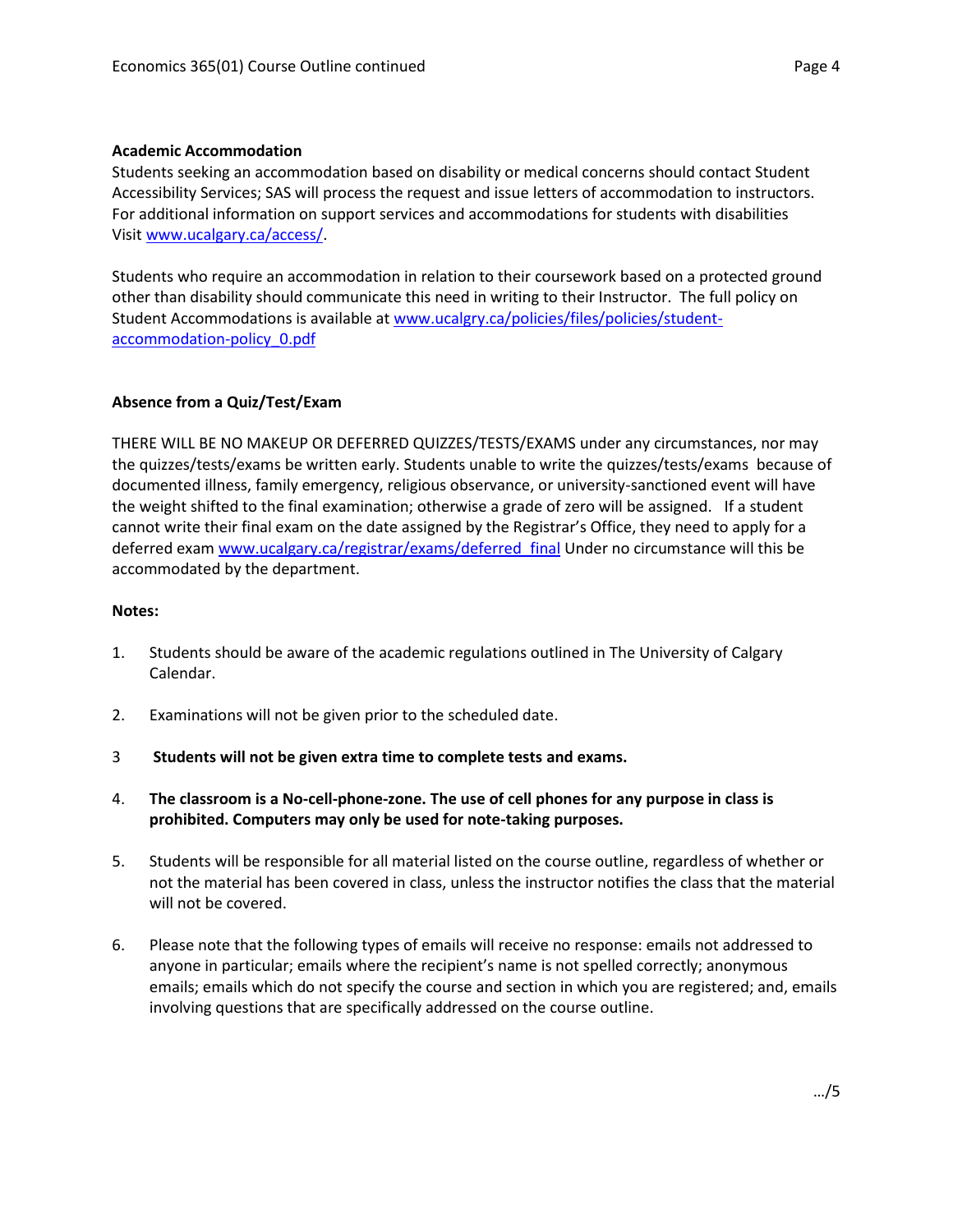### Academic Accommodation

Students seeking an accommodation based on disability or medical concerns should contact Student Accessibility Services; SAS will process the request and issue letters of accommodation to instructors. For additional information on support services and accommodations for students with disabilities Visit www.ucalgary.ca/access/.

Students who require an accommodation in relation to their coursework based on a protected ground other than disability should communicate this need in writing to their Instructor. The full policy on Student Accommodations is available at www.ucalgry.ca/policies/files/policies/student-accommodation-policy_0.pdf

### Absence from a Quiz/Test/Exam

THERE WILL BE NO MAKEUP OR DEFERRED QUIZZES/TESTS/EXAMS under any circumstances, nor may the quizzes/tests/exams be written early. Students unable to write the quizzes/tests/exams because of documented illness, family emergency, religious observance, or university-sanctioned event will have the weight shifted to the final examination; otherwise a grade of zero will be assigned. If a student cannot write their final exam on the date assigned by the Registrar's Office, they need to apply for a deferred exam www.ucalgary.ca/registrar/exams/deferred_final Under no circumstance will this be accommodated by the department.

### Notes:

1. Students should be aware of the academic regulations outlined in The University of Calgary Calendar.
2. Examinations will not be given prior to the scheduled date.
3. **Students will not be given extra time to complete tests and exams.**
4. **The classroom is a No-cell-phone-zone. The use of cell phones for any purpose in class is prohibited. Computers may only be used for note-taking purposes.**
5. Students will be responsible for all material listed on the course outline, regardless of whether or not the material has been covered in class, unless the instructor notifies the class that the material will not be covered.
6. Please note that the following types of emails will receive no response: emails not addressed to anyone in particular; emails where the recipient's name is not spelled correctly; anonymous emails; emails which do not specify the course and section in which you are registered; and, emails involving questions that are specifically addressed on the course outline.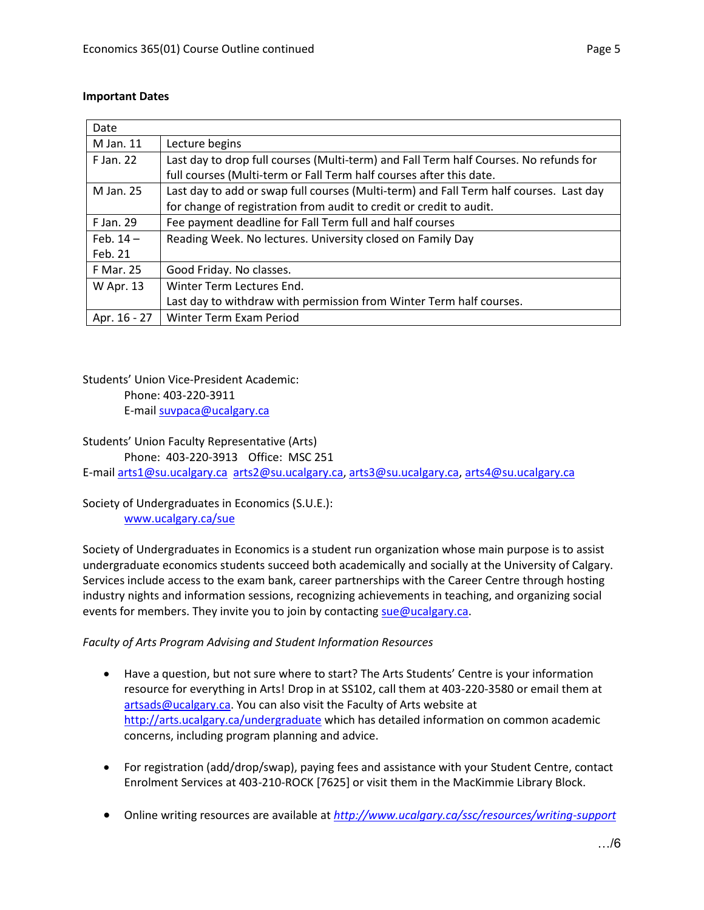**Important Dates**

| Date | |
|---|---|
| M Jan. 11 | Lecture begins |
| F Jan. 22 | Last day to drop full courses (Multi-term) and Fall Term half Courses. No refunds for full courses (Multi-term or Fall Term half courses after this date. |
| M Jan. 25 | Last day to add or swap full courses (Multi-term) and Fall Term half courses. Last day for change of registration from audit to credit or credit to audit. |
| F Jan. 29 | Fee payment deadline for Fall Term full and half courses |
| Feb. 14 – Feb. 21 | Reading Week. No lectures. University closed on Family Day |
| F Mar. 25 | Good Friday. No classes. |
| W Apr. 13 | Winter Term Lectures End. Last day to withdraw with permission from Winter Term half courses. |
| Apr. 16 - 27 | Winter Term Exam Period |

Students' Union Vice-President Academic:
Phone: 403-220-3911
E-mail suvpaca@ucalgary.ca

Students' Union Faculty Representative (Arts)
Phone: 403-220-3913 Office: MSC 251
E-mail arts1@su.ucalgary.ca arts2@su.ucalgary.ca, arts3@su.ucalgary.ca, arts4@su.ucalgary.ca

Society of Undergraduates in Economics (S.U.E.):
www.ucalgary.ca/sue

Society of Undergraduates in Economics is a student run organization whose main purpose is to assist undergraduate economics students succeed both academically and socially at the University of Calgary. Services include access to the exam bank, career partnerships with the Career Centre through hosting industry nights and information sessions, recognizing achievements in teaching, and organizing social events for members. They invite you to join by contacting sue@ucalgary.ca.

*Faculty of Arts Program Advising and Student Information Resources*

- Have a question, but not sure where to start? The Arts Students' Centre is your information resource for everything in Arts! Drop in at SS102, call them at 403-220-3580 or email them at artsads@ucalgary.ca. You can also visit the Faculty of Arts website at http://arts.ucalgary.ca/undergraduate which has detailed information on common academic concerns, including program planning and advice.

- For registration (add/drop/swap), paying fees and assistance with your Student Centre, contact Enrolment Services at 403-210-ROCK [7625] or visit them in the MacKimmie Library Block.

- Online writing resources are available at *http://www.ucalgary.ca/ssc/resources/writing-support*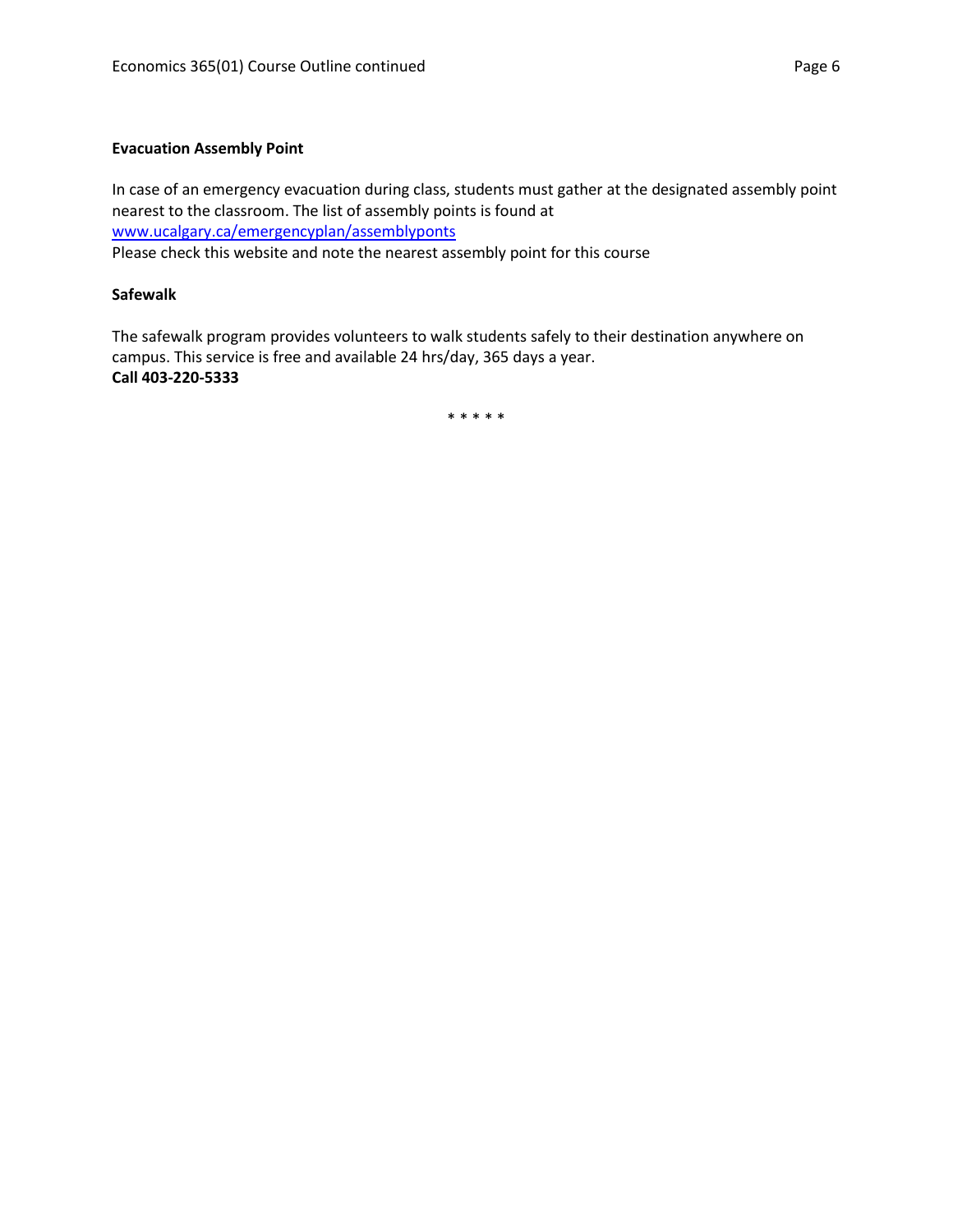**Evacuation Assembly Point**

In case of an emergency evacuation during class, students must gather at the designated assembly point nearest to the classroom. The list of assembly points is found at
www.ucalgary.ca/emergencyplan/assemblyponts
Please check this website and note the nearest assembly point for this course

**Safewalk**

The safewalk program provides volunteers to walk students safely to their destination anywhere on campus. This service is free and available 24 hrs/day, 365 days a year.
**Call 403-220-5333**

* * * * *